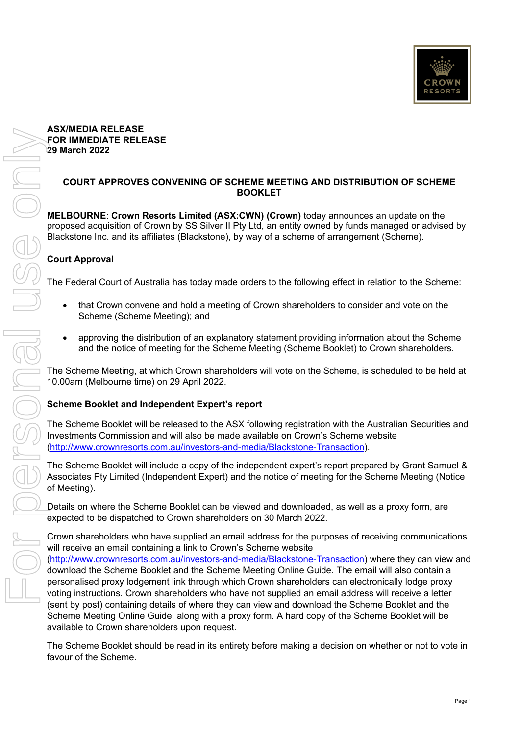**ASX/MEDIA RELEASE**
**FOR IMMEDIATE RELEASE**
**29 March 2022**

## COURT APPROVES CONVENING OF SCHEME MEETING AND DISTRIBUTION OF SCHEME BOOKLET

**MELBOURNE**: **Crown Resorts Limited (ASX:CWN) (Crown)** today announces an update on the proposed acquisition of Crown by SS Silver II Pty Ltd, an entity owned by funds managed or advised by Blackstone Inc. and its affiliates (Blackstone), by way of a scheme of arrangement (Scheme).

### Court Approval

The Federal Court of Australia has today made orders to the following effect in relation to the Scheme:

- that Crown convene and hold a meeting of Crown shareholders to consider and vote on the Scheme (Scheme Meeting); and
- approving the distribution of an explanatory statement providing information about the Scheme and the notice of meeting for the Scheme Meeting (Scheme Booklet) to Crown shareholders.

The Scheme Meeting, at which Crown shareholders will vote on the Scheme, is scheduled to be held at 10.00am (Melbourne time) on 29 April 2022.

### Scheme Booklet and Independent Expert's report

The Scheme Booklet will be released to the ASX following registration with the Australian Securities and Investments Commission and will also be made available on Crown's Scheme website (http://www.crownresorts.com.au/investors-and-media/Blackstone-Transaction).

The Scheme Booklet will include a copy of the independent expert's report prepared by Grant Samuel & Associates Pty Limited (Independent Expert) and the notice of meeting for the Scheme Meeting (Notice of Meeting).

Details on where the Scheme Booklet can be viewed and downloaded, as well as a proxy form, are expected to be dispatched to Crown shareholders on 30 March 2022.

Crown shareholders who have supplied an email address for the purposes of receiving communications will receive an email containing a link to Crown's Scheme website (http://www.crownresorts.com.au/investors-and-media/Blackstone-Transaction) where they can view and download the Scheme Booklet and the Scheme Meeting Online Guide. The email will also contain a personalised proxy lodgement link through which Crown shareholders can electronically lodge proxy voting instructions. Crown shareholders who have not supplied an email address will receive a letter (sent by post) containing details of where they can view and download the Scheme Booklet and the Scheme Meeting Online Guide, along with a proxy form. A hard copy of the Scheme Booklet will be available to Crown shareholders upon request.

The Scheme Booklet should be read in its entirety before making a decision on whether or not to vote in favour of the Scheme.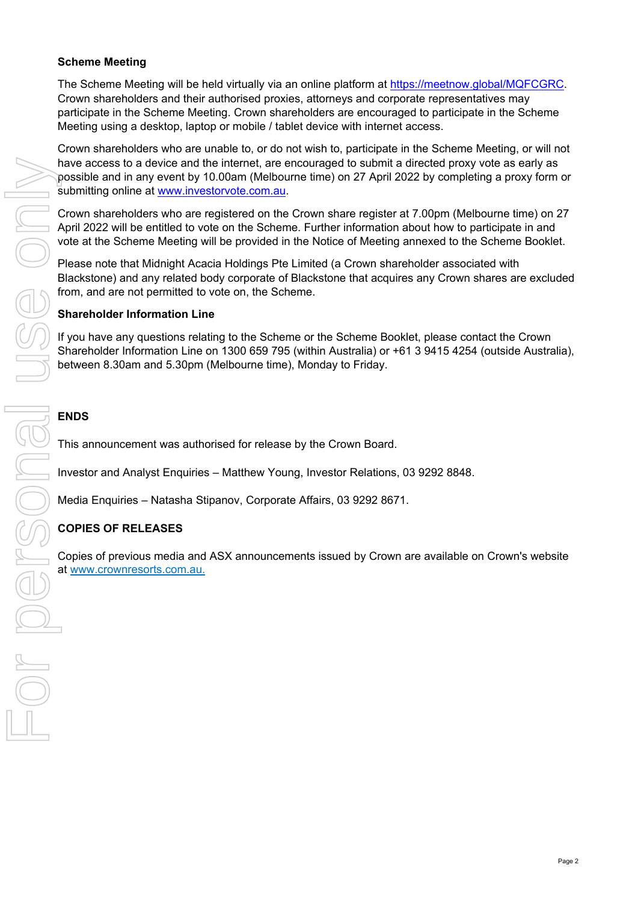**Scheme Meeting**

The Scheme Meeting will be held virtually via an online platform at https://meetnow.global/MQFCGRC. Crown shareholders and their authorised proxies, attorneys and corporate representatives may participate in the Scheme Meeting. Crown shareholders are encouraged to participate in the Scheme Meeting using a desktop, laptop or mobile / tablet device with internet access.

Crown shareholders who are unable to, or do not wish to, participate in the Scheme Meeting, or will not have access to a device and the internet, are encouraged to submit a directed proxy vote as early as possible and in any event by 10.00am (Melbourne time) on 27 April 2022 by completing a proxy form or submitting online at www.investorvote.com.au.

Crown shareholders who are registered on the Crown share register at 7.00pm (Melbourne time) on 27 April 2022 will be entitled to vote on the Scheme. Further information about how to participate in and vote at the Scheme Meeting will be provided in the Notice of Meeting annexed to the Scheme Booklet.

Please note that Midnight Acacia Holdings Pte Limited (a Crown shareholder associated with Blackstone) and any related body corporate of Blackstone that acquires any Crown shares are excluded from, and are not permitted to vote on, the Scheme.

**Shareholder Information Line**

If you have any questions relating to the Scheme or the Scheme Booklet, please contact the Crown Shareholder Information Line on 1300 659 795 (within Australia) or +61 3 9415 4254 (outside Australia), between 8.30am and 5.30pm (Melbourne time), Monday to Friday.

**ENDS**

This announcement was authorised for release by the Crown Board.

Investor and Analyst Enquiries – Matthew Young, Investor Relations, 03 9292 8848.

Media Enquiries – Natasha Stipanov, Corporate Affairs, 03 9292 8671.

**COPIES OF RELEASES**

Copies of previous media and ASX announcements issued by Crown are available on Crown's website at www.crownresorts.com.au.